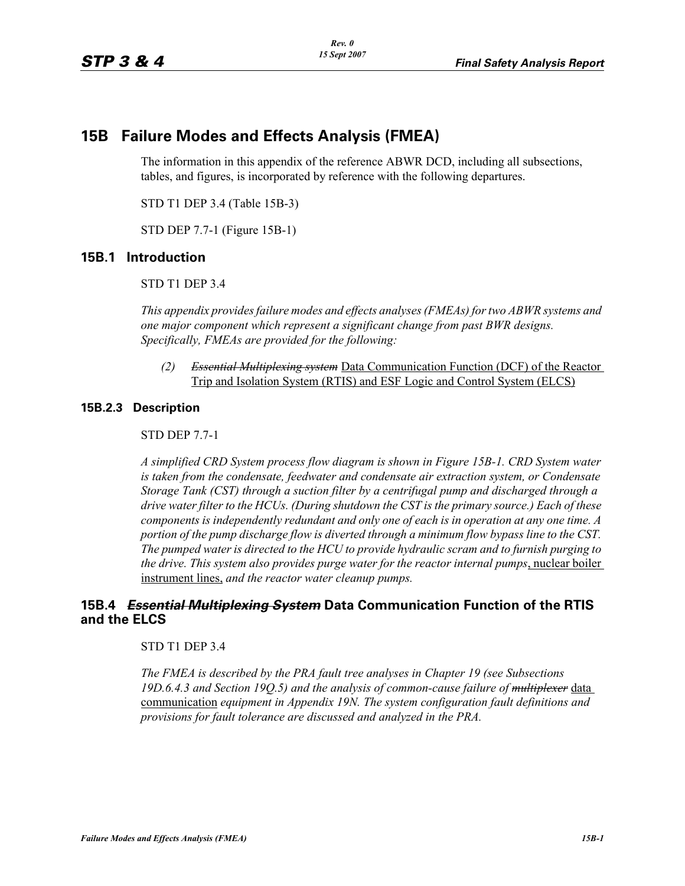# 15B Failure Modes and Effects Analysis (FMEA)

The information in this appendix of the reference ABWR DCD, including all subsections, tables, and figures, is incorporated by reference with the following departures.

STD T1 DEP 3.4 (Table 15B-3)

STD DEP 7.7-1 (Figure 15B-1)

## 15B.1 Introduction

STD T1 DEP 3.4

*This appendix provides failure modes and effects analyses (FMEAs) for two ABWR systems and one major component which represent a significant change from past BWR designs. Specifically, FMEAs are provided for the following:*

> *(2)* ~~*Essential Multiplexing system*~~ Data Communication Function (DCF) of the Reactor Trip and Isolation System (RTIS) and ESF Logic and Control System (ELCS)

### 15B.2.3 Description

STD DEP 7.7-1

*A simplified CRD System process flow diagram is shown in Figure 15B-1. CRD System water is taken from the condensate, feedwater and condensate air extraction system, or Condensate Storage Tank (CST) through a suction filter by a centrifugal pump and discharged through a drive water filter to the HCUs. (During shutdown the CST is the primary source.) Each of these components is independently redundant and only one of each is in operation at any one time. A portion of the pump discharge flow is diverted through a minimum flow bypass line to the CST. The pumped water is directed to the HCU to provide hydraulic scram and to furnish purging to the drive. This system also provides purge water for the reactor internal pumps*, nuclear boiler instrument lines, *and the reactor water cleanup pumps.*

## 15B.4 ~~*Essential Multiplexing System*~~ Data Communication Function of the RTIS and the ELCS

STD T1 DEP 3.4

*The FMEA is described by the PRA fault tree analyses in Chapter 19 (see Subsections 19D.6.4.3 and Section 19Q.5) and the analysis of common-cause failure of* ~~*multiplexer*~~ data communication *equipment in Appendix 19N. The system configuration fault definitions and provisions for fault tolerance are discussed and analyzed in the PRA.*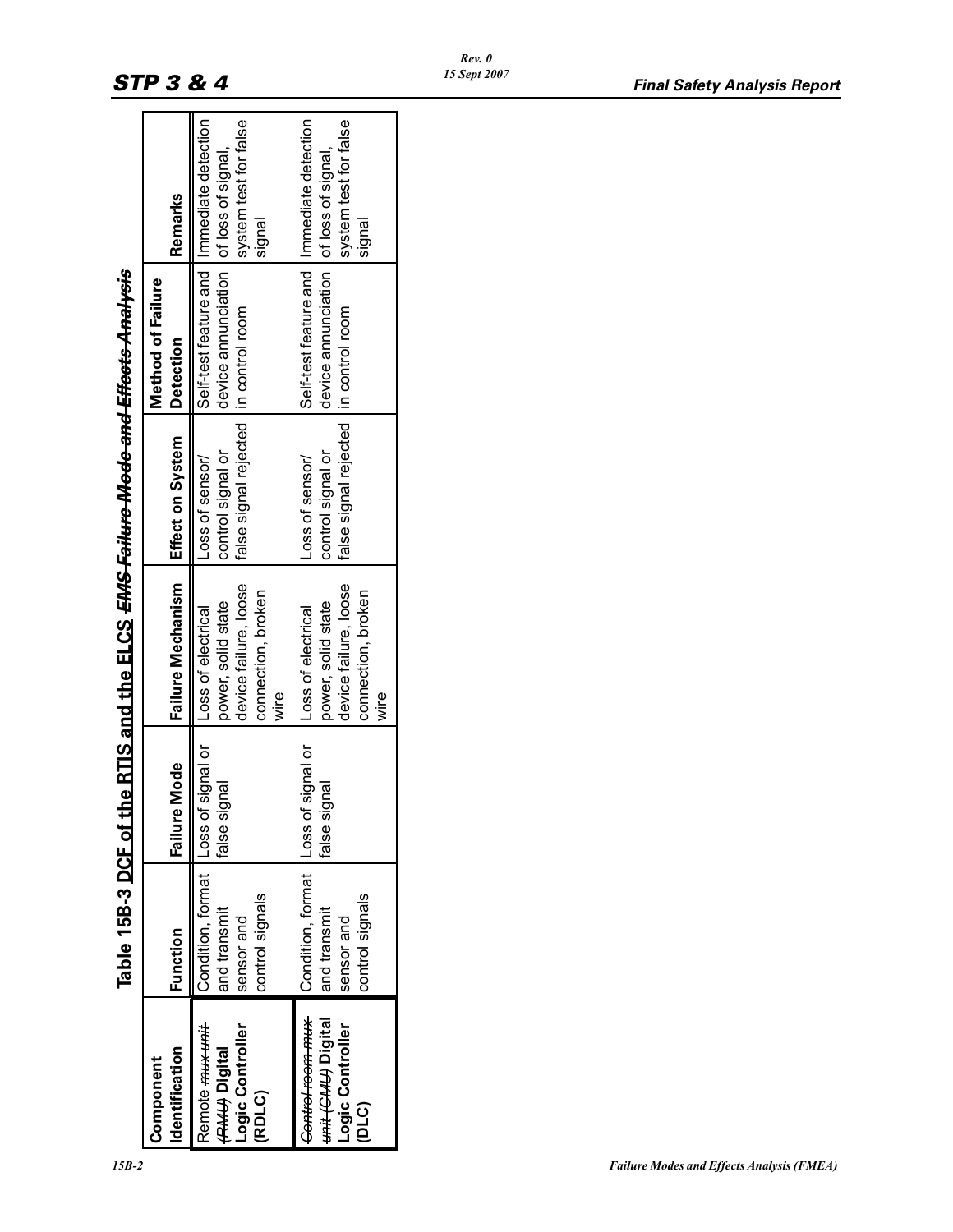## Table 15B-3 DCF of the RTIS and the ELCS ~~EMS Failure Mode and Effects Analysis~~

| Component Identification | Function | Failure Mode | Failure Mechanism | Effect on System | Method of Failure Detection | Remarks |
|---|---|---|---|---|---|---|
| Remote ~~mux unit (RMU)~~ **Digital Logic Controller (RDLC)** | Condition, format and transmit sensor and control signals | Loss of signal or false signal | Loss of electrical power, solid state device failure, loose connection, broken wire | Loss of sensor/ control signal or false signal rejected | Self-test feature and device annunciation in control room | Immediate detection of loss of signal, system test for false signal |
| ~~Control room mux unit (CMU)~~ **Digital Logic Controller (DLC)** | Condition, format and transmit sensor and control signals | Loss of signal or false signal | Loss of electrical power, solid state device failure, loose connection, broken wire | Loss of sensor/ control signal or false signal rejected | Self-test feature and device annunciation in control room | Immediate detection of loss of signal, system test for false signal |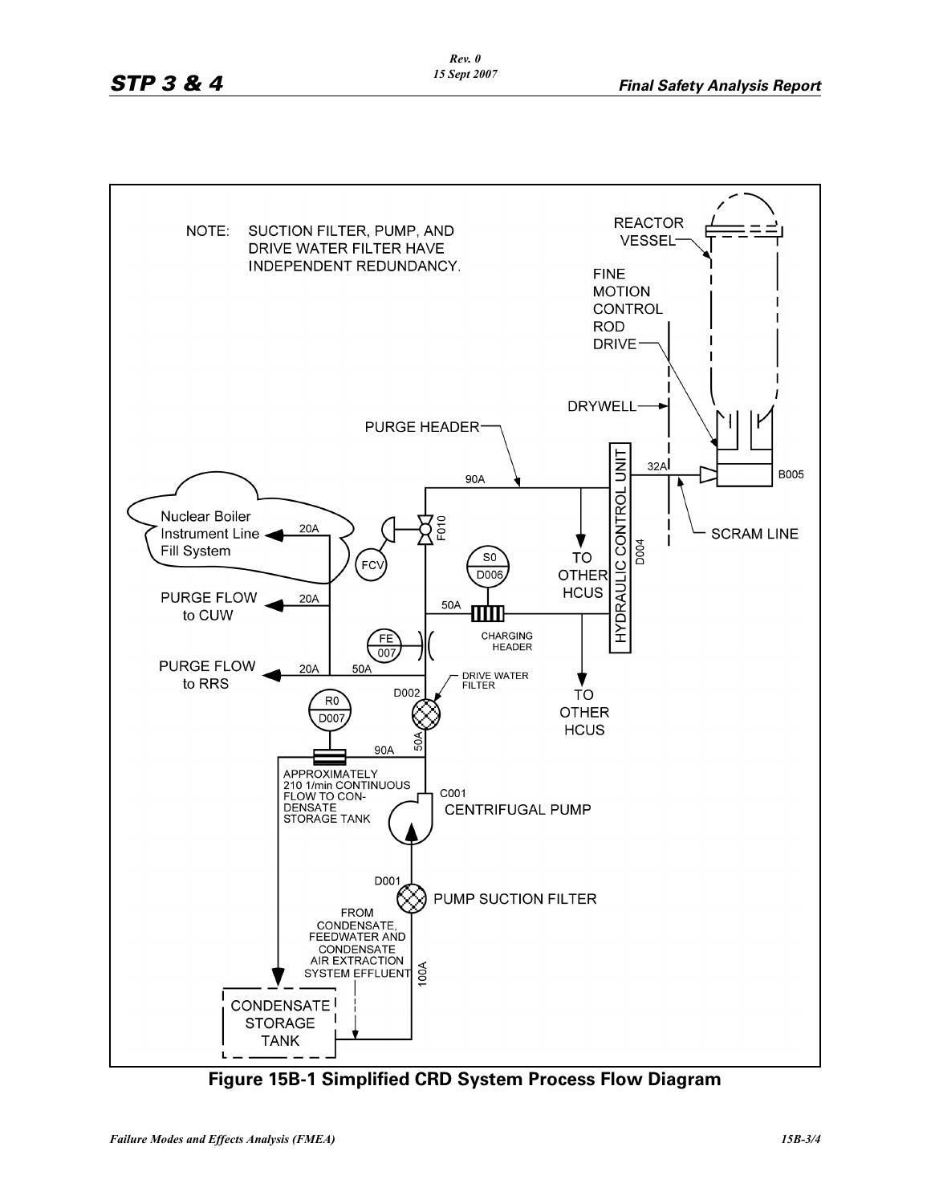NOTE: SUCTION FILTER, PUMP, AND DRIVE WATER FILTER HAVE INDEPENDENT REDUNDANCY.

REACTOR VESSEL

FINE MOTION CONTROL ROD DRIVE

DRYWELL

PURGE HEADER

90A

32A

B005

HYDRAULIC CONTROL UNIT

D004

SCRAM LINE

Nuclear Boiler Instrument Line Fill System

20A

F010

FCV

S0

D006

TO OTHER HCUS

PURGE FLOW to CUW

20A

50A

FE

007

CHARGING HEADER

PURGE FLOW to RRS

20A

50A

DRIVE WATER FILTER

D002

TO OTHER HCUS

R0

D007

90A

50A

APPROXIMATELY 210 1/min CONTINUOUS FLOW TO CONDENSATE STORAGE TANK

C001

CENTRIFUGAL PUMP

D001

PUMP SUCTION FILTER

FROM CONDENSATE, FEEDWATER AND CONDENSATE AIR EXTRACTION SYSTEM EFFLUENT

100A

CONDENSATE STORAGE TANK

**Figure 15B-1 Simplified CRD System Process Flow Diagram**